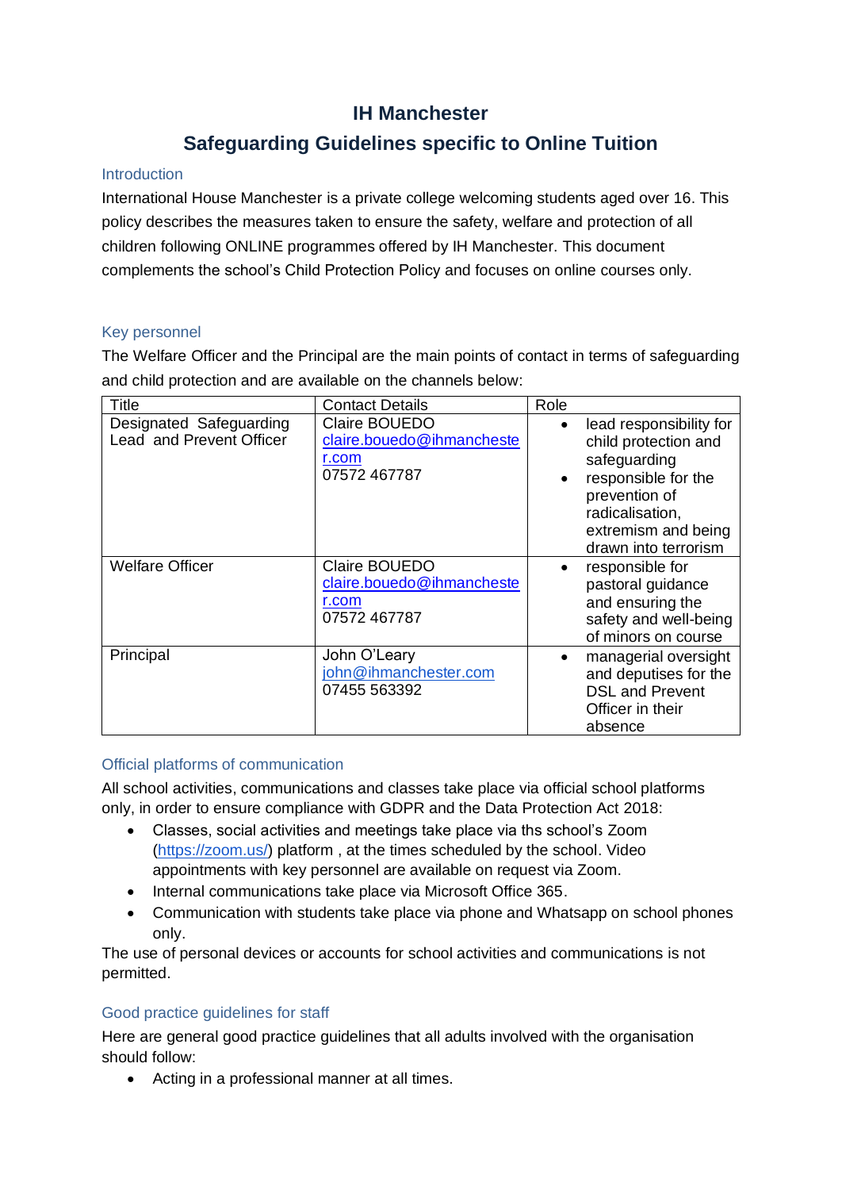# IH Manchester

## Safeguarding Guidelines specific to Online Tuition

### Introduction

International House Manchester is a private college welcoming students aged over 16. This policy describes the measures taken to ensure the safety, welfare and protection of all children following ONLINE programmes offered by IH Manchester. This document complements the school's Child Protection Policy and focuses on online courses only.

### Key personnel

The Welfare Officer and the Principal are the main points of contact in terms of safeguarding and child protection and are available on the channels below:

| Title | Contact Details | Role |
|---|---|---|
| Designated Safeguarding Lead and Prevent Officer | Claire BOUEDO<br>claire.bouedo@ihmanchester.com<br>07572 467787 | • lead responsibility for child protection and safeguarding<br>• responsible for the prevention of radicalisation, extremism and being drawn into terrorism |
| Welfare Officer | Claire BOUEDO<br>claire.bouedo@ihmanchester.com<br>07572 467787 | • responsible for pastoral guidance and ensuring the safety and well-being of minors on course |
| Principal | John O'Leary<br>john@ihmanchester.com<br>07455 563392 | • managerial oversight and deputises for the DSL and Prevent Officer in their absence |

### Official platforms of communication

All school activities, communications and classes take place via official school platforms only, in order to ensure compliance with GDPR and the Data Protection Act 2018:

- Classes, social activities and meetings take place via ths school's Zoom (https://zoom.us/) platform , at the times scheduled by the school. Video appointments with key personnel are available on request via Zoom.
- Internal communications take place via Microsoft Office 365.
- Communication with students take place via phone and Whatsapp on school phones only.

The use of personal devices or accounts for school activities and communications is not permitted.

### Good practice guidelines for staff

Here are general good practice guidelines that all adults involved with the organisation should follow:

- Acting in a professional manner at all times.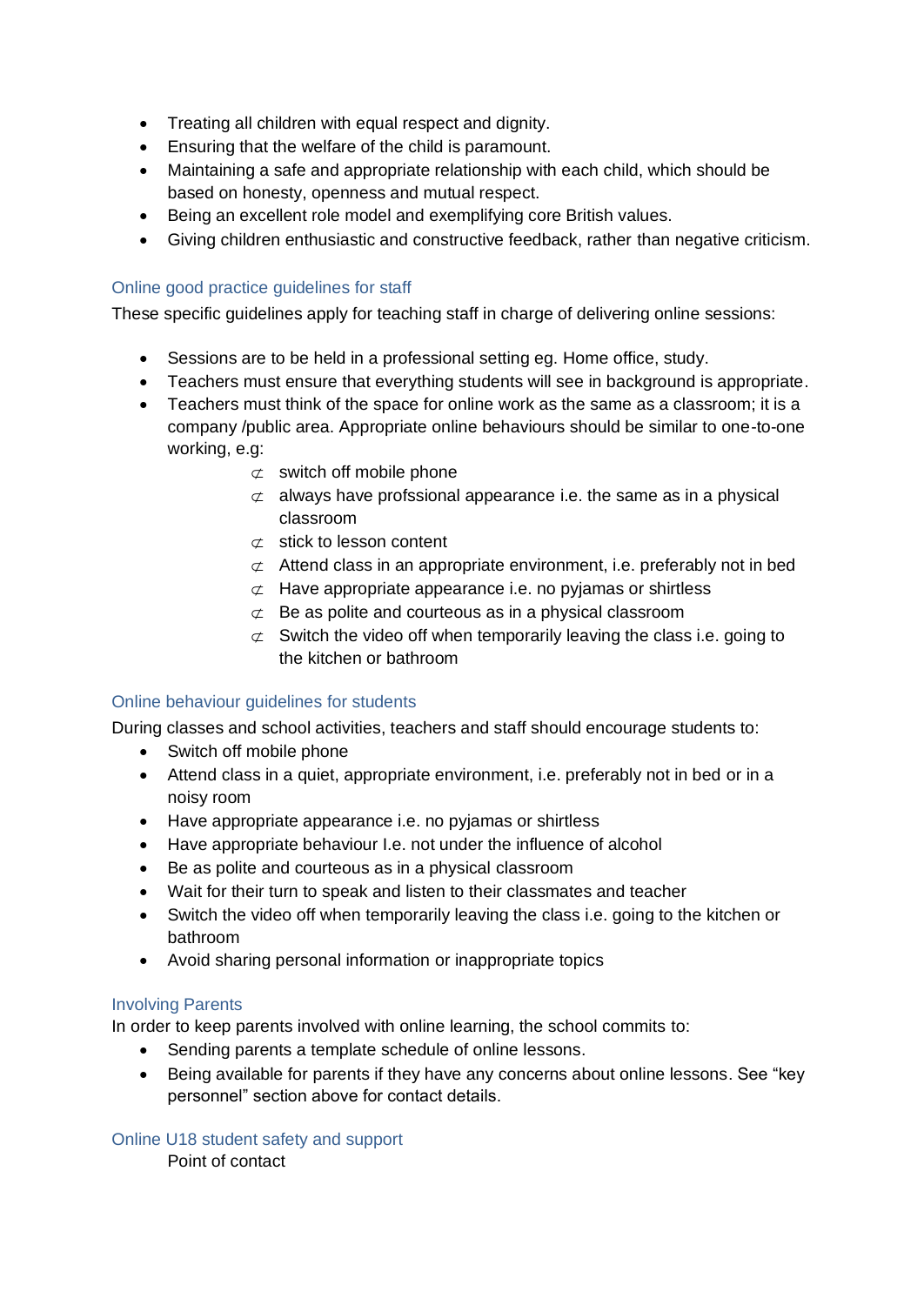- Treating all children with equal respect and dignity.
- Ensuring that the welfare of the child is paramount.
- Maintaining a safe and appropriate relationship with each child, which should be based on honesty, openness and mutual respect.
- Being an excellent role model and exemplifying core British values.
- Giving children enthusiastic and constructive feedback, rather than negative criticism.

### Online good practice guidelines for staff

These specific guidelines apply for teaching staff in charge of delivering online sessions:

- Sessions are to be held in a professional setting eg. Home office, study.
- Teachers must ensure that everything students will see in background is appropriate.
- Teachers must think of the space for online work as the same as a classroom; it is a company /public area. Appropriate online behaviours should be similar to one-to-one working, e.g:
    - switch off mobile phone
    - always have profssional appearance i.e. the same as in a physical classroom
    - stick to lesson content
    - Attend class in an appropriate environment, i.e. preferably not in bed
    - Have appropriate appearance i.e. no pyjamas or shirtless
    - Be as polite and courteous as in a physical classroom
    - Switch the video off when temporarily leaving the class i.e. going to the kitchen or bathroom

### Online behaviour guidelines for students

During classes and school activities, teachers and staff should encourage students to:

- Switch off mobile phone
- Attend class in a quiet, appropriate environment, i.e. preferably not in bed or in a noisy room
- Have appropriate appearance i.e. no pyjamas or shirtless
- Have appropriate behaviour I.e. not under the influence of alcohol
- Be as polite and courteous as in a physical classroom
- Wait for their turn to speak and listen to their classmates and teacher
- Switch the video off when temporarily leaving the class i.e. going to the kitchen or bathroom
- Avoid sharing personal information or inappropriate topics

### Involving Parents

In order to keep parents involved with online learning, the school commits to:

- Sending parents a template schedule of online lessons.
- Being available for parents if they have any concerns about online lessons. See "key personnel" section above for contact details.

### Online U18 student safety and support

Point of contact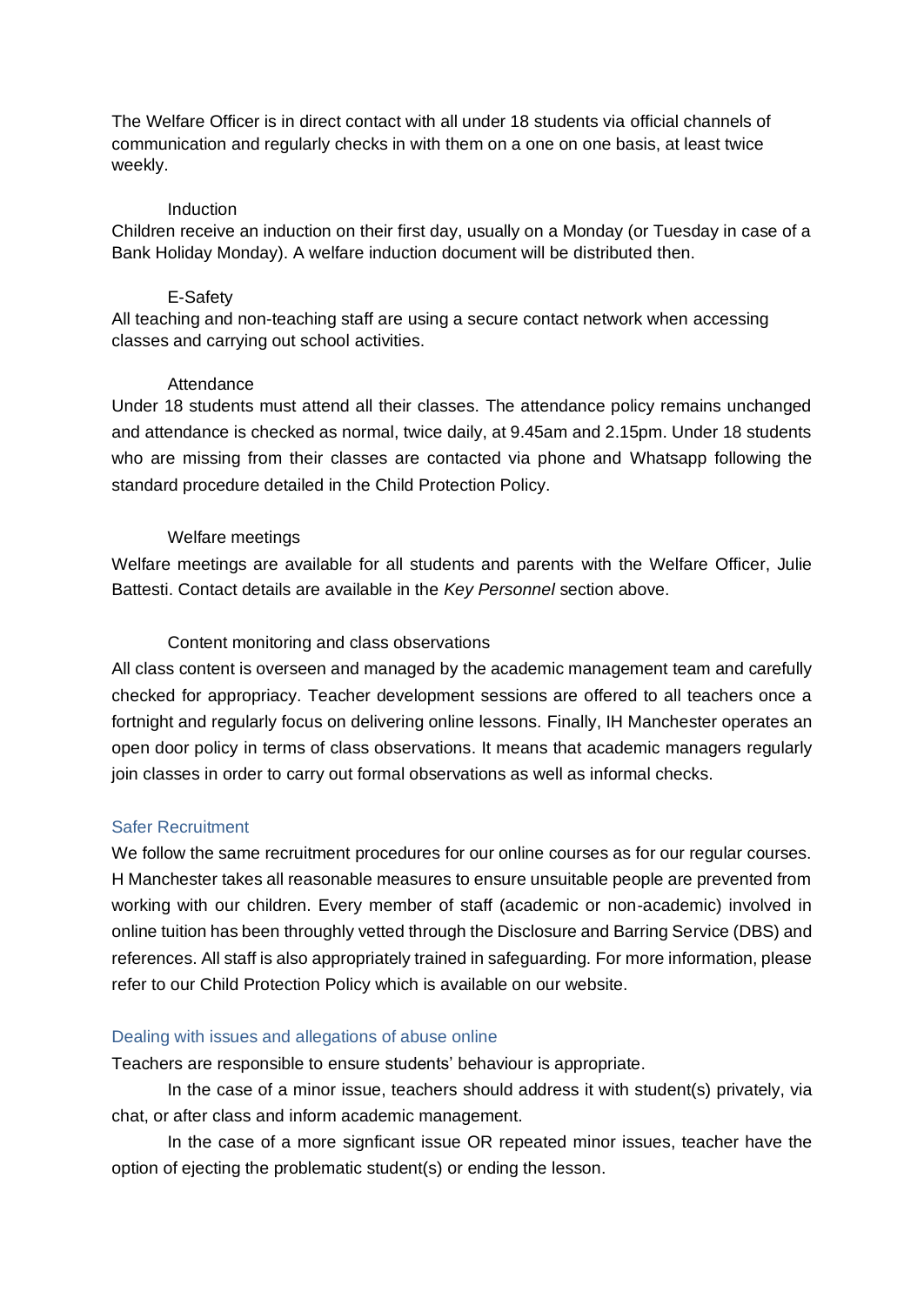The Welfare Officer is in direct contact with all under 18 students via official channels of communication and regularly checks in with them on a one on one basis, at least twice weekly.

#### Induction

Children receive an induction on their first day, usually on a Monday (or Tuesday in case of a Bank Holiday Monday). A welfare induction document will be distributed then.

#### E-Safety

All teaching and non-teaching staff are using a secure contact network when accessing classes and carrying out school activities.

#### Attendance

Under 18 students must attend all their classes. The attendance policy remains unchanged and attendance is checked as normal, twice daily, at 9.45am and 2.15pm. Under 18 students who are missing from their classes are contacted via phone and Whatsapp following the standard procedure detailed in the Child Protection Policy.

#### Welfare meetings

Welfare meetings are available for all students and parents with the Welfare Officer, Julie Battesti. Contact details are available in the *Key Personnel* section above.

#### Content monitoring and class observations

All class content is overseen and managed by the academic management team and carefully checked for appropriacy. Teacher development sessions are offered to all teachers once a fortnight and regularly focus on delivering online lessons. Finally, IH Manchester operates an open door policy in terms of class observations. It means that academic managers regularly join classes in order to carry out formal observations as well as informal checks.

## Safer Recruitment

We follow the same recruitment procedures for our online courses as for our regular courses. H Manchester takes all reasonable measures to ensure unsuitable people are prevented from working with our children. Every member of staff (academic or non-academic) involved in online tuition has been throughly vetted through the Disclosure and Barring Service (DBS) and references. All staff is also appropriately trained in safeguarding. For more information, please refer to our Child Protection Policy which is available on our website.

## Dealing with issues and allegations of abuse online

Teachers are responsible to ensure students' behaviour is appropriate.

In the case of a minor issue, teachers should address it with student(s) privately, via chat, or after class and inform academic management.

In the case of a more signficant issue OR repeated minor issues, teacher have the option of ejecting the problematic student(s) or ending the lesson.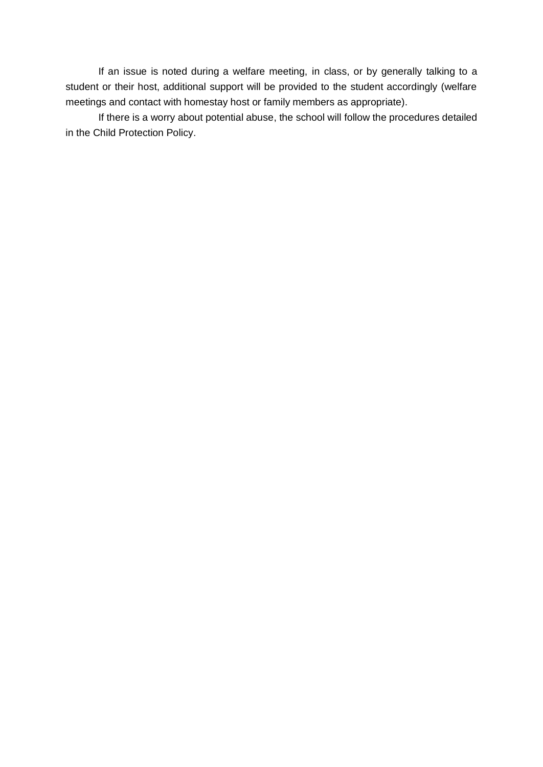If an issue is noted during a welfare meeting, in class, or by generally talking to a student or their host, additional support will be provided to the student accordingly (welfare meetings and contact with homestay host or family members as appropriate).

If there is a worry about potential abuse, the school will follow the procedures detailed in the Child Protection Policy.